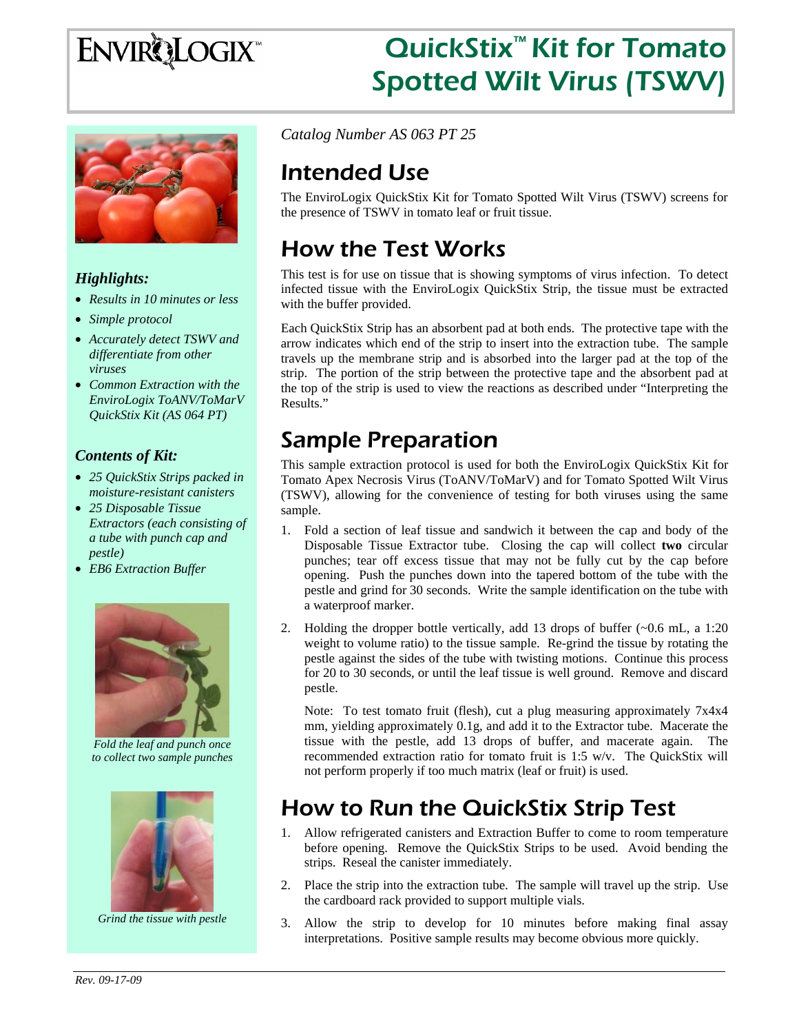# ENVIROLOGIX™

# QuickStix™ Kit for Tomato Spotted Wilt Virus (TSWV)

### *Highlights:*

- *Results in 10 minutes or less*
- *Simple protocol*
- *Accurately detect TSWV and differentiate from other viruses*
- *Common Extraction with the EnviroLogix ToANV/ToMarV QuickStix Kit (AS 064 PT)*

### *Contents of Kit:*

- *25 QuickStix Strips packed in moisture-resistant canisters*
- *25 Disposable Tissue Extractors (each consisting of a tube with punch cap and pestle)*
- *EB6 Extraction Buffer*

*Fold the leaf and punch once to collect two sample punches*

*Grind the tissue with pestle*

*Catalog Number AS 063 PT 25*

## Intended Use

The EnviroLogix QuickStix Kit for Tomato Spotted Wilt Virus (TSWV) screens for the presence of TSWV in tomato leaf or fruit tissue.

## How the Test Works

This test is for use on tissue that is showing symptoms of virus infection. To detect infected tissue with the EnviroLogix QuickStix Strip, the tissue must be extracted with the buffer provided.

Each QuickStix Strip has an absorbent pad at both ends. The protective tape with the arrow indicates which end of the strip to insert into the extraction tube. The sample travels up the membrane strip and is absorbed into the larger pad at the top of the strip. The portion of the strip between the protective tape and the absorbent pad at the top of the strip is used to view the reactions as described under "Interpreting the Results."

## Sample Preparation

This sample extraction protocol is used for both the EnviroLogix QuickStix Kit for Tomato Apex Necrosis Virus (ToANV/ToMarV) and for Tomato Spotted Wilt Virus (TSWV), allowing for the convenience of testing for both viruses using the same sample.

1. Fold a section of leaf tissue and sandwich it between the cap and body of the Disposable Tissue Extractor tube. Closing the cap will collect **two** circular punches; tear off excess tissue that may not be fully cut by the cap before opening. Push the punches down into the tapered bottom of the tube with the pestle and grind for 30 seconds. Write the sample identification on the tube with a waterproof marker.

2. Holding the dropper bottle vertically, add 13 drops of buffer (~0.6 mL, a 1:20 weight to volume ratio) to the tissue sample. Re-grind the tissue by rotating the pestle against the sides of the tube with twisting motions. Continue this process for 20 to 30 seconds, or until the leaf tissue is well ground. Remove and discard pestle.

   Note: To test tomato fruit (flesh), cut a plug measuring approximately 7x4x4 mm, yielding approximately 0.1g, and add it to the Extractor tube. Macerate the tissue with the pestle, add 13 drops of buffer, and macerate again. The recommended extraction ratio for tomato fruit is 1:5 w/v. The QuickStix will not perform properly if too much matrix (leaf or fruit) is used.

## How to Run the QuickStix Strip Test

1. Allow refrigerated canisters and Extraction Buffer to come to room temperature before opening. Remove the QuickStix Strips to be used. Avoid bending the strips. Reseal the canister immediately.
2. Place the strip into the extraction tube. The sample will travel up the strip. Use the cardboard rack provided to support multiple vials.
3. Allow the strip to develop for 10 minutes before making final assay interpretations. Positive sample results may become obvious more quickly.

*Rev. 09-17-09*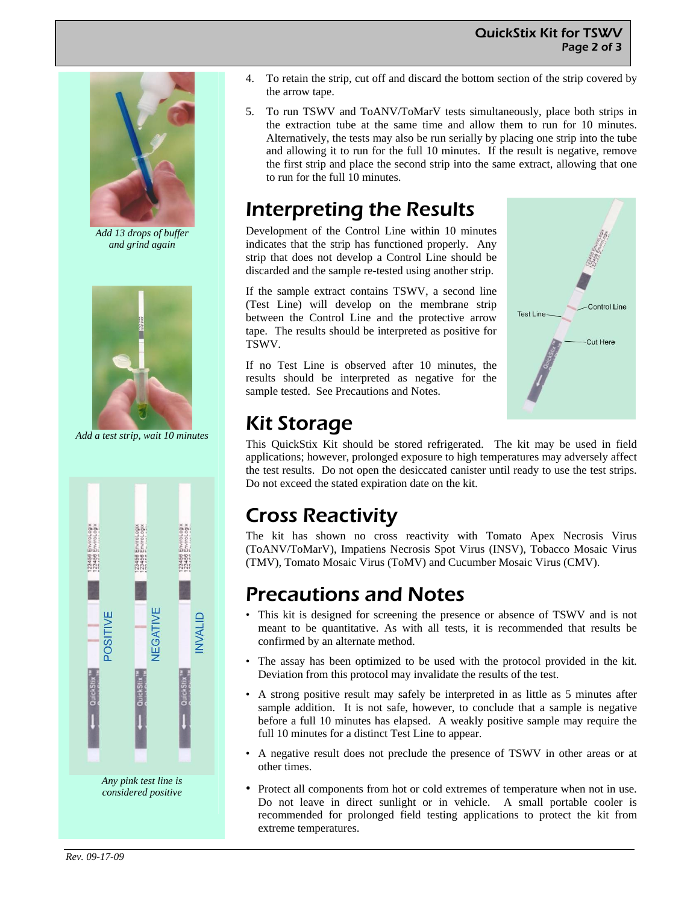4. To retain the strip, cut off and discard the bottom section of the strip covered by the arrow tape.

5. To run TSWV and ToANV/ToMarV tests simultaneously, place both strips in the extraction tube at the same time and allow them to run for 10 minutes. Alternatively, the tests may also be run serially by placing one strip into the tube and allowing it to run for the full 10 minutes. If the result is negative, remove the first strip and place the second strip into the same extract, allowing that one to run for the full 10 minutes.

*Add 13 drops of buffer and grind again*

*Add a test strip, wait 10 minutes*

POSITIVE NEGATIVE INVALID

*Any pink test line is considered positive*

## Interpreting the Results

Development of the Control Line within 10 minutes indicates that the strip has functioned properly. Any strip that does not develop a Control Line should be discarded and the sample re-tested using another strip.

If the sample extract contains TSWV, a second line (Test Line) will develop on the membrane strip between the Control Line and the protective arrow tape. The results should be interpreted as positive for TSWV.

If no Test Line is observed after 10 minutes, the results should be interpreted as negative for the sample tested. See Precautions and Notes.

Test Line — Control Line — Cut Here

## Kit Storage

This QuickStix Kit should be stored refrigerated. The kit may be used in field applications; however, prolonged exposure to high temperatures may adversely affect the test results. Do not open the desiccated canister until ready to use the test strips. Do not exceed the stated expiration date on the kit.

## Cross Reactivity

The kit has shown no cross reactivity with Tomato Apex Necrosis Virus (ToANV/ToMarV), Impatiens Necrosis Spot Virus (INSV), Tobacco Mosaic Virus (TMV), Tomato Mosaic Virus (ToMV) and Cucumber Mosaic Virus (CMV).

## Precautions and Notes

- This kit is designed for screening the presence or absence of TSWV and is not meant to be quantitative. As with all tests, it is recommended that results be confirmed by an alternate method.
- The assay has been optimized to be used with the protocol provided in the kit. Deviation from this protocol may invalidate the results of the test.
- A strong positive result may safely be interpreted in as little as 5 minutes after sample addition. It is not safe, however, to conclude that a sample is negative before a full 10 minutes has elapsed. A weakly positive sample may require the full 10 minutes for a distinct Test Line to appear.
- A negative result does not preclude the presence of TSWV in other areas or at other times.
- Protect all components from hot or cold extremes of temperature when not in use. Do not leave in direct sunlight or in vehicle. A small portable cooler is recommended for prolonged field testing applications to protect the kit from extreme temperatures.

*Rev. 09-17-09*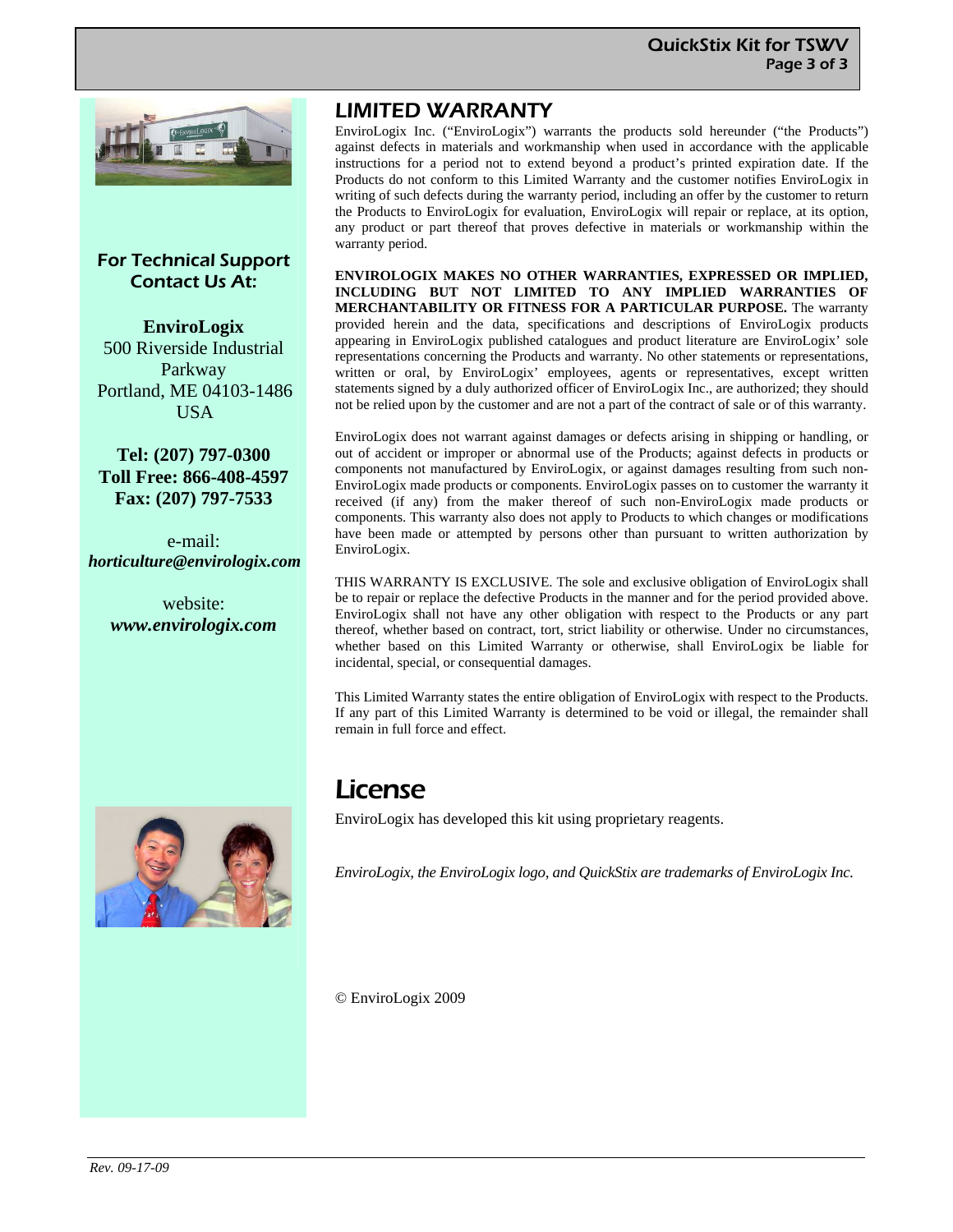**For Technical Support Contact Us At:**

**EnviroLogix**
500 Riverside Industrial Parkway
Portland, ME 04103-1486
USA

**Tel: (207) 797-0300**
**Toll Free: 866-408-4597**
**Fax: (207) 797-7533**

e-mail:
***horticulture@envirologix.com***

website:
***www.envirologix.com***

## LIMITED WARRANTY

EnviroLogix Inc. ("EnviroLogix") warrants the products sold hereunder ("the Products") against defects in materials and workmanship when used in accordance with the applicable instructions for a period not to extend beyond a product's printed expiration date. If the Products do not conform to this Limited Warranty and the customer notifies EnviroLogix in writing of such defects during the warranty period, including an offer by the customer to return the Products to EnviroLogix for evaluation, EnviroLogix will repair or replace, at its option, any product or part thereof that proves defective in materials or workmanship within the warranty period.

**ENVIROLOGIX MAKES NO OTHER WARRANTIES, EXPRESSED OR IMPLIED, INCLUDING BUT NOT LIMITED TO ANY IMPLIED WARRANTIES OF MERCHANTABILITY OR FITNESS FOR A PARTICULAR PURPOSE.** The warranty provided herein and the data, specifications and descriptions of EnviroLogix products appearing in EnviroLogix published catalogues and product literature are EnviroLogix' sole representations concerning the Products and warranty. No other statements or representations, written or oral, by EnviroLogix' employees, agents or representatives, except written statements signed by a duly authorized officer of EnviroLogix Inc., are authorized; they should not be relied upon by the customer and are not a part of the contract of sale or of this warranty.

EnviroLogix does not warrant against damages or defects arising in shipping or handling, or out of accident or improper or abnormal use of the Products; against defects in products or components not manufactured by EnviroLogix, or against damages resulting from such non-EnviroLogix made products or components. EnviroLogix passes on to customer the warranty it received (if any) from the maker thereof of such non-EnviroLogix made products or components. This warranty also does not apply to Products to which changes or modifications have been made or attempted by persons other than pursuant to written authorization by EnviroLogix.

THIS WARRANTY IS EXCLUSIVE. The sole and exclusive obligation of EnviroLogix shall be to repair or replace the defective Products in the manner and for the period provided above. EnviroLogix shall not have any other obligation with respect to the Products or any part thereof, whether based on contract, tort, strict liability or otherwise. Under no circumstances, whether based on this Limited Warranty or otherwise, shall EnviroLogix be liable for incidental, special, or consequential damages.

This Limited Warranty states the entire obligation of EnviroLogix with respect to the Products. If any part of this Limited Warranty is determined to be void or illegal, the remainder shall remain in full force and effect.

## License

EnviroLogix has developed this kit using proprietary reagents.

*EnviroLogix, the EnviroLogix logo, and QuickStix are trademarks of EnviroLogix Inc.*

© EnviroLogix 2009

*Rev. 09-17-09*